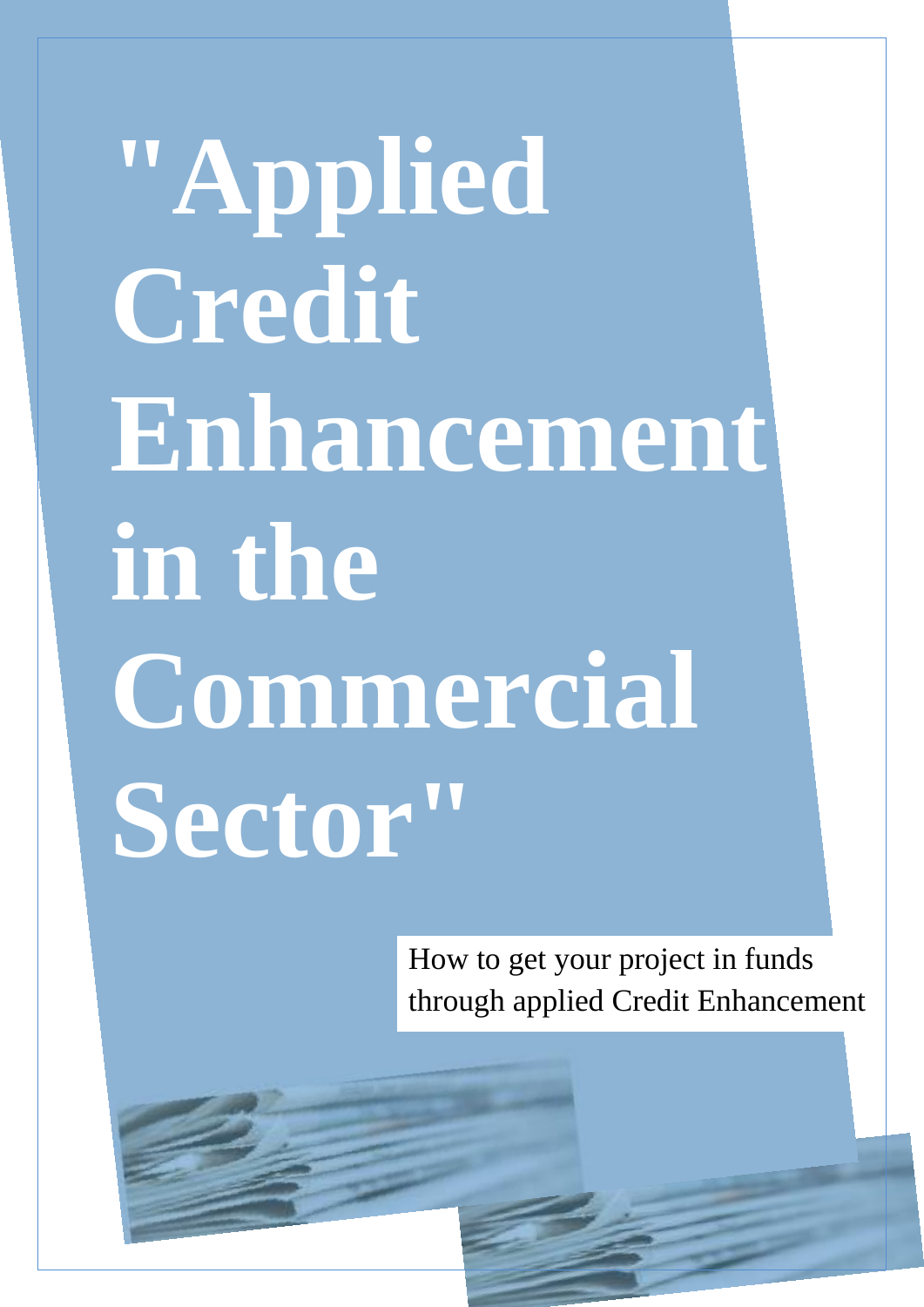# "Applied Credit Enhancement in the Commercial Sector"

How to get your project in funds through applied Credit Enhancement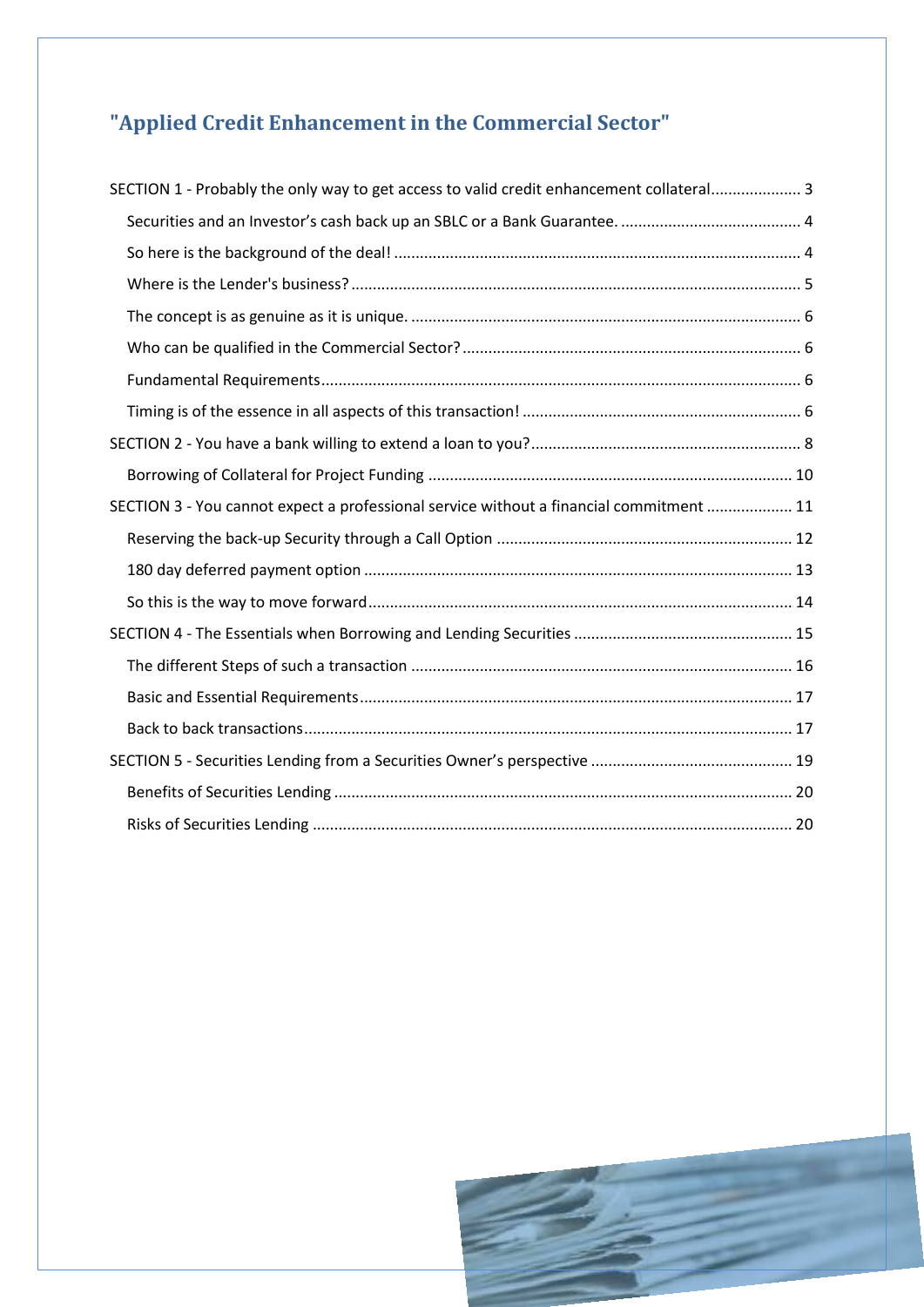# "Applied Credit Enhancement in the Commercial Sector"

- SECTION 1 - Probably the only way to get access to valid credit enhancement collateral ..................... 3
  - Securities and an Investor's cash back up an SBLC or a Bank Guarantee. .......................................... 4
  - So here is the background of the deal! ............................................................................................. 4
  - Where is the Lender's business? ....................................................................................................... 5
  - The concept is as genuine as it is unique. ......................................................................................... 6
  - Who can be qualified in the Commercial Sector? .............................................................................. 6
  - Fundamental Requirements .............................................................................................................. 6
  - Timing is of the essence in all aspects of this transaction! ................................................................ 6
- SECTION 2 - You have a bank willing to extend a loan to you? ............................................................... 8
  - Borrowing of Collateral for Project Funding .................................................................................... 10
- SECTION 3 - You cannot expect a professional service without a financial commitment .................... 11
  - Reserving the back-up Security through a Call Option .................................................................... 12
  - 180 day deferred payment option ................................................................................................... 13
  - So this is the way to move forward .................................................................................................. 14
- SECTION 4 - The Essentials when Borrowing and Lending Securities ................................................... 15
  - The different Steps of such a transaction ........................................................................................ 16
  - Basic and Essential Requirements .................................................................................................... 17
  - Back to back transactions ................................................................................................................. 17
- SECTION 5 - Securities Lending from a Securities Owner's perspective ............................................... 19
  - Benefits of Securities Lending .......................................................................................................... 20
  - Risks of Securities Lending ............................................................................................................... 20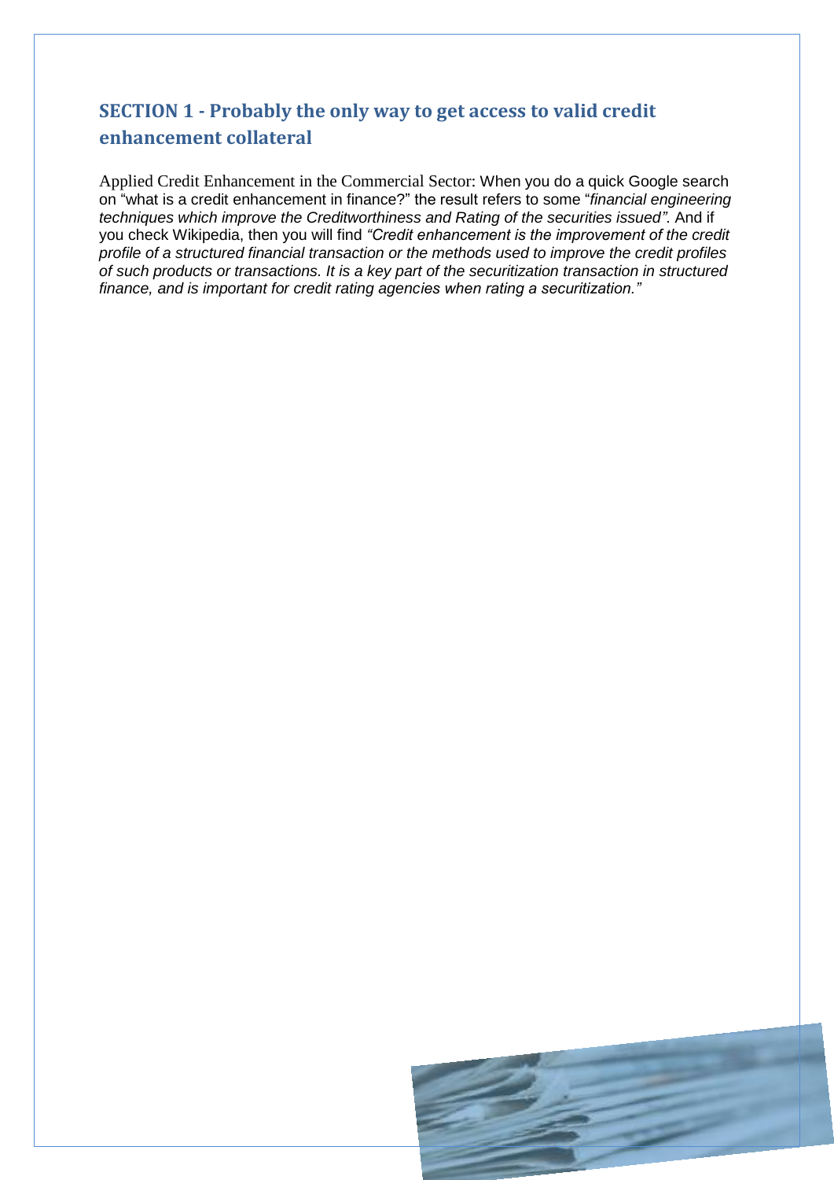## SECTION 1 - Probably the only way to get access to valid credit enhancement collateral

Applied Credit Enhancement in the Commercial Sector: When you do a quick Google search on "what is a credit enhancement in finance?" the result refers to some "*financial engineering techniques which improve the Creditworthiness and Rating of the securities issued*". And if you check Wikipedia, then you will find *"Credit enhancement is the improvement of the credit profile of a structured financial transaction or the methods used to improve the credit profiles of such products or transactions. It is a key part of the securitization transaction in structured finance, and is important for credit rating agencies when rating a securitization."*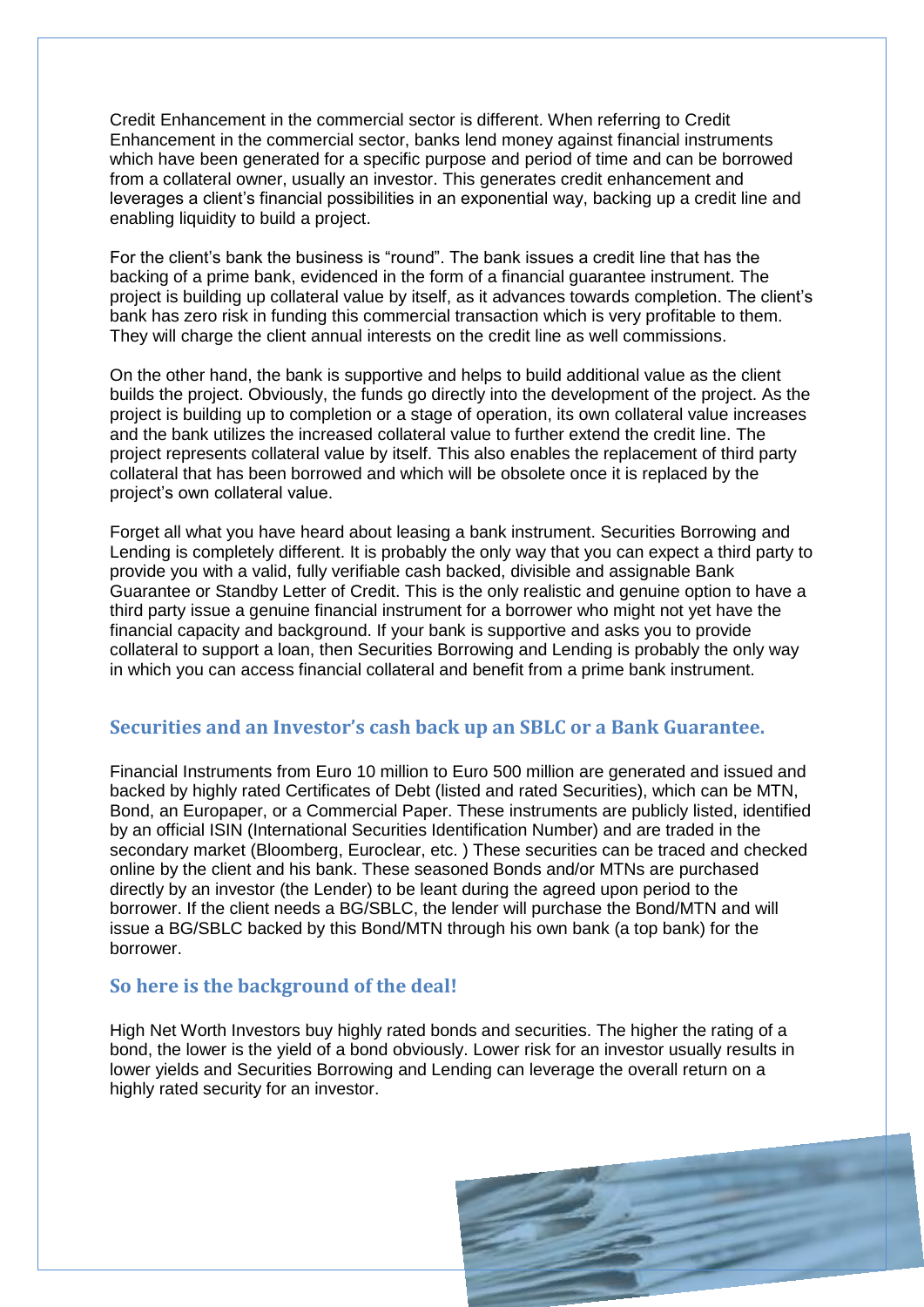Credit Enhancement in the commercial sector is different. When referring to Credit Enhancement in the commercial sector, banks lend money against financial instruments which have been generated for a specific purpose and period of time and can be borrowed from a collateral owner, usually an investor. This generates credit enhancement and leverages a client's financial possibilities in an exponential way, backing up a credit line and enabling liquidity to build a project.

For the client's bank the business is "round". The bank issues a credit line that has the backing of a prime bank, evidenced in the form of a financial guarantee instrument. The project is building up collateral value by itself, as it advances towards completion. The client's bank has zero risk in funding this commercial transaction which is very profitable to them. They will charge the client annual interests on the credit line as well commissions.

On the other hand, the bank is supportive and helps to build additional value as the client builds the project. Obviously, the funds go directly into the development of the project. As the project is building up to completion or a stage of operation, its own collateral value increases and the bank utilizes the increased collateral value to further extend the credit line. The project represents collateral value by itself. This also enables the replacement of third party collateral that has been borrowed and which will be obsolete once it is replaced by the project's own collateral value.

Forget all what you have heard about leasing a bank instrument. Securities Borrowing and Lending is completely different. It is probably the only way that you can expect a third party to provide you with a valid, fully verifiable cash backed, divisible and assignable Bank Guarantee or Standby Letter of Credit. This is the only realistic and genuine option to have a third party issue a genuine financial instrument for a borrower who might not yet have the financial capacity and background. If your bank is supportive and asks you to provide collateral to support a loan, then Securities Borrowing and Lending is probably the only way in which you can access financial collateral and benefit from a prime bank instrument.

## Securities and an Investor's cash back up an SBLC or a Bank Guarantee.

Financial Instruments from Euro 10 million to Euro 500 million are generated and issued and backed by highly rated Certificates of Debt (listed and rated Securities), which can be MTN, Bond, an Europaper, or a Commercial Paper. These instruments are publicly listed, identified by an official ISIN (International Securities Identification Number) and are traded in the secondary market (Bloomberg, Euroclear, etc. ) These securities can be traced and checked online by the client and his bank. These seasoned Bonds and/or MTNs are purchased directly by an investor (the Lender) to be leant during the agreed upon period to the borrower. If the client needs a BG/SBLC, the lender will purchase the Bond/MTN and will issue a BG/SBLC backed by this Bond/MTN through his own bank (a top bank) for the borrower.

## So here is the background of the deal!

High Net Worth Investors buy highly rated bonds and securities. The higher the rating of a bond, the lower is the yield of a bond obviously. Lower risk for an investor usually results in lower yields and Securities Borrowing and Lending can leverage the overall return on a highly rated security for an investor.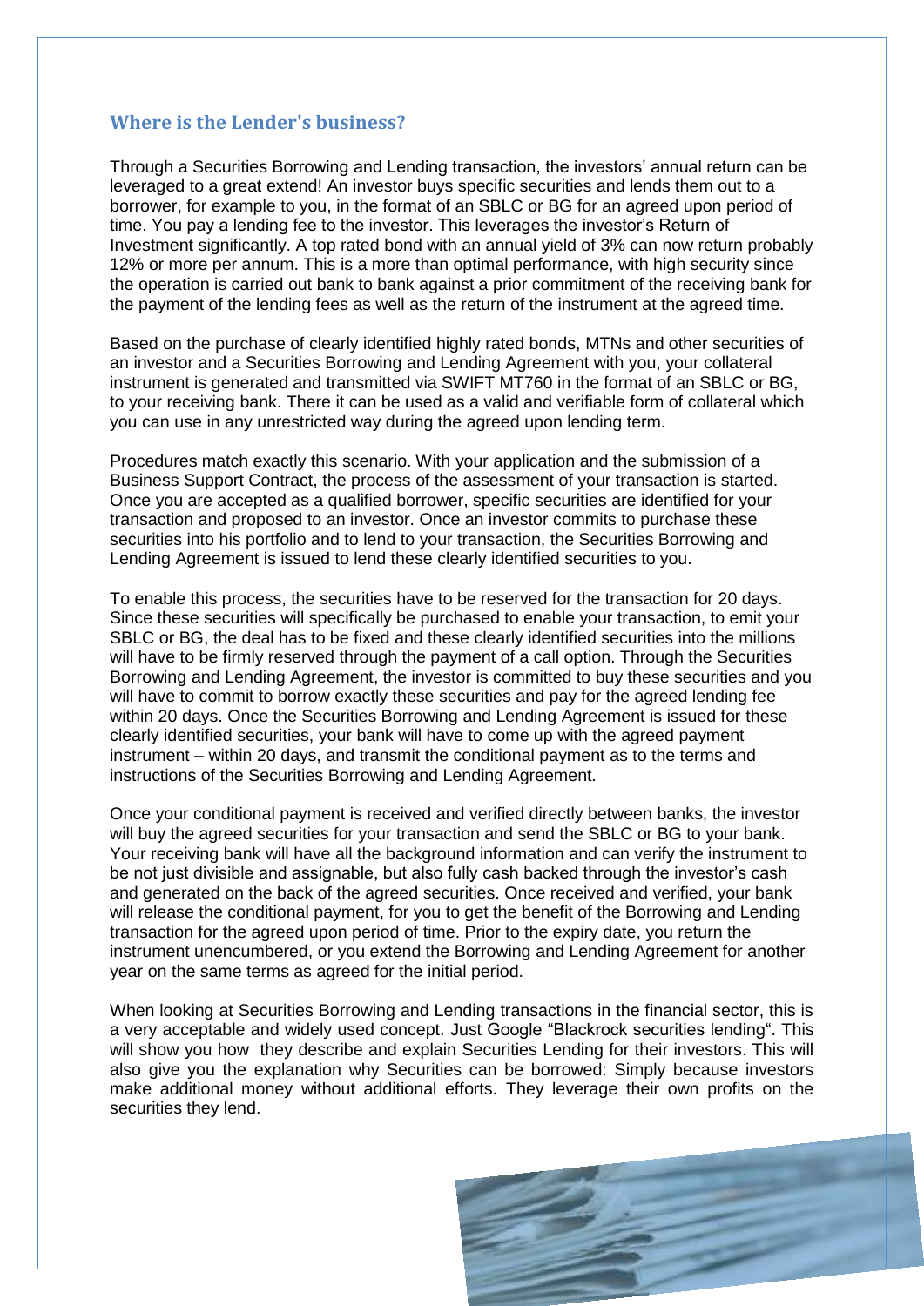## Where is the Lender's business?

Through a Securities Borrowing and Lending transaction, the investors' annual return can be leveraged to a great extend! An investor buys specific securities and lends them out to a borrower, for example to you, in the format of an SBLC or BG for an agreed upon period of time. You pay a lending fee to the investor. This leverages the investor's Return of Investment significantly. A top rated bond with an annual yield of 3% can now return probably 12% or more per annum. This is a more than optimal performance, with high security since the operation is carried out bank to bank against a prior commitment of the receiving bank for the payment of the lending fees as well as the return of the instrument at the agreed time.

Based on the purchase of clearly identified highly rated bonds, MTNs and other securities of an investor and a Securities Borrowing and Lending Agreement with you, your collateral instrument is generated and transmitted via SWIFT MT760 in the format of an SBLC or BG, to your receiving bank. There it can be used as a valid and verifiable form of collateral which you can use in any unrestricted way during the agreed upon lending term.

Procedures match exactly this scenario. With your application and the submission of a Business Support Contract, the process of the assessment of your transaction is started. Once you are accepted as a qualified borrower, specific securities are identified for your transaction and proposed to an investor. Once an investor commits to purchase these securities into his portfolio and to lend to your transaction, the Securities Borrowing and Lending Agreement is issued to lend these clearly identified securities to you.

To enable this process, the securities have to be reserved for the transaction for 20 days. Since these securities will specifically be purchased to enable your transaction, to emit your SBLC or BG, the deal has to be fixed and these clearly identified securities into the millions will have to be firmly reserved through the payment of a call option. Through the Securities Borrowing and Lending Agreement, the investor is committed to buy these securities and you will have to commit to borrow exactly these securities and pay for the agreed lending fee within 20 days. Once the Securities Borrowing and Lending Agreement is issued for these clearly identified securities, your bank will have to come up with the agreed payment instrument – within 20 days, and transmit the conditional payment as to the terms and instructions of the Securities Borrowing and Lending Agreement.

Once your conditional payment is received and verified directly between banks, the investor will buy the agreed securities for your transaction and send the SBLC or BG to your bank. Your receiving bank will have all the background information and can verify the instrument to be not just divisible and assignable, but also fully cash backed through the investor's cash and generated on the back of the agreed securities. Once received and verified, your bank will release the conditional payment, for you to get the benefit of the Borrowing and Lending transaction for the agreed upon period of time. Prior to the expiry date, you return the instrument unencumbered, or you extend the Borrowing and Lending Agreement for another year on the same terms as agreed for the initial period.

When looking at Securities Borrowing and Lending transactions in the financial sector, this is a very acceptable and widely used concept. Just Google "Blackrock securities lending". This will show you how they describe and explain Securities Lending for their investors. This will also give you the explanation why Securities can be borrowed: Simply because investors make additional money without additional efforts. They leverage their own profits on the securities they lend.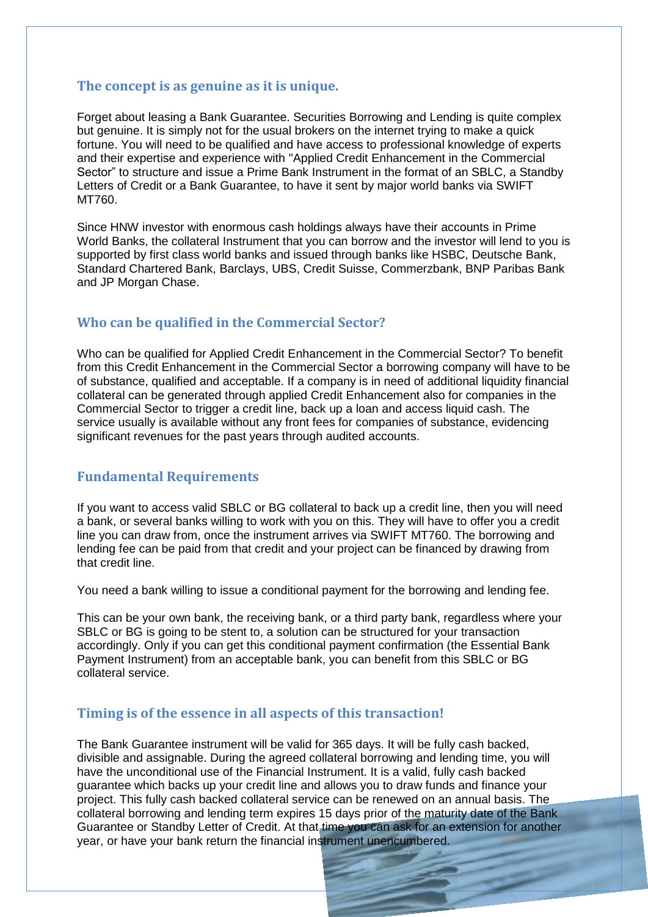## The concept is as genuine as it is unique.

Forget about leasing a Bank Guarantee. Securities Borrowing and Lending is quite complex but genuine. It is simply not for the usual brokers on the internet trying to make a quick fortune. You will need to be qualified and have access to professional knowledge of experts and their expertise and experience with "Applied Credit Enhancement in the Commercial Sector" to structure and issue a Prime Bank Instrument in the format of an SBLC, a Standby Letters of Credit or a Bank Guarantee, to have it sent by major world banks via SWIFT MT760.

Since HNW investor with enormous cash holdings always have their accounts in Prime World Banks, the collateral Instrument that you can borrow and the investor will lend to you is supported by first class world banks and issued through banks like HSBC, Deutsche Bank, Standard Chartered Bank, Barclays, UBS, Credit Suisse, Commerzbank, BNP Paribas Bank and JP Morgan Chase.

## Who can be qualified in the Commercial Sector?

Who can be qualified for Applied Credit Enhancement in the Commercial Sector? To benefit from this Credit Enhancement in the Commercial Sector a borrowing company will have to be of substance, qualified and acceptable. If a company is in need of additional liquidity financial collateral can be generated through applied Credit Enhancement also for companies in the Commercial Sector to trigger a credit line, back up a loan and access liquid cash. The service usually is available without any front fees for companies of substance, evidencing significant revenues for the past years through audited accounts.

## Fundamental Requirements

If you want to access valid SBLC or BG collateral to back up a credit line, then you will need a bank, or several banks willing to work with you on this. They will have to offer you a credit line you can draw from, once the instrument arrives via SWIFT MT760. The borrowing and lending fee can be paid from that credit and your project can be financed by drawing from that credit line.

You need a bank willing to issue a conditional payment for the borrowing and lending fee.

This can be your own bank, the receiving bank, or a third party bank, regardless where your SBLC or BG is going to be stent to, a solution can be structured for your transaction accordingly. Only if you can get this conditional payment confirmation (the Essential Bank Payment Instrument) from an acceptable bank, you can benefit from this SBLC or BG collateral service.

## Timing is of the essence in all aspects of this transaction!

The Bank Guarantee instrument will be valid for 365 days. It will be fully cash backed, divisible and assignable. During the agreed collateral borrowing and lending time, you will have the unconditional use of the Financial Instrument. It is a valid, fully cash backed guarantee which backs up your credit line and allows you to draw funds and finance your project. This fully cash backed collateral service can be renewed on an annual basis. The collateral borrowing and lending term expires 15 days prior of the maturity date of the Bank Guarantee or Standby Letter of Credit. At that time you can ask for an extension for another year, or have your bank return the financial instrument unencumbered.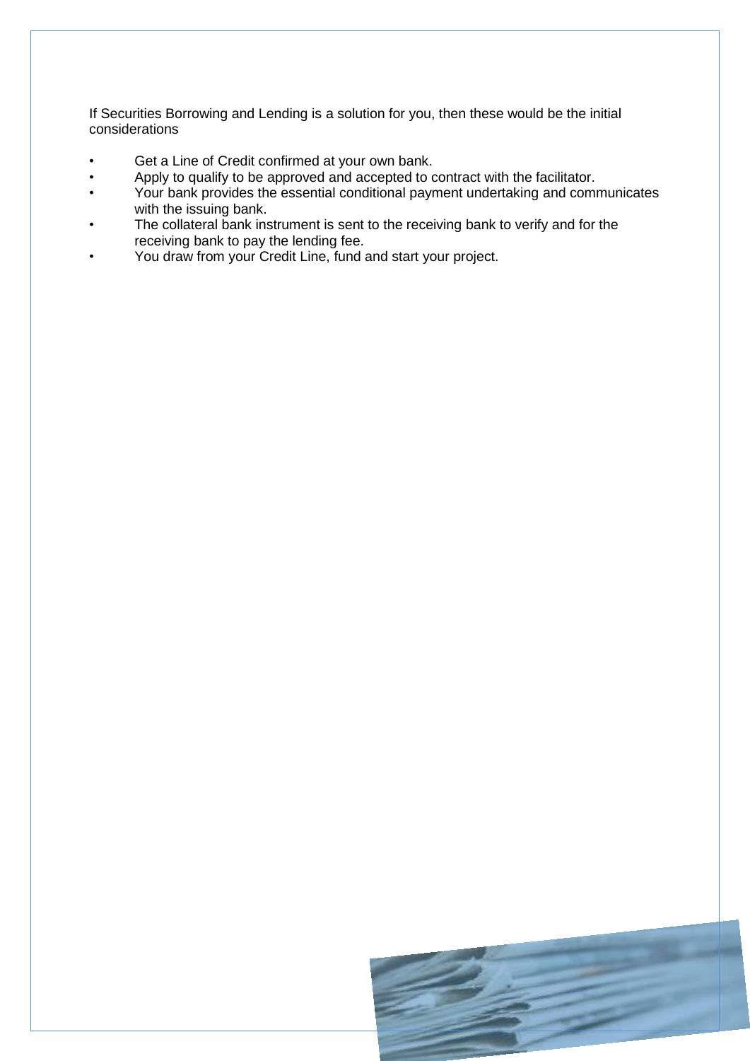If Securities Borrowing and Lending is a solution for you, then these would be the initial considerations

- Get a Line of Credit confirmed at your own bank.
- Apply to qualify to be approved and accepted to contract with the facilitator.
- Your bank provides the essential conditional payment undertaking and communicates with the issuing bank.
- The collateral bank instrument is sent to the receiving bank to verify and for the receiving bank to pay the lending fee.
- You draw from your Credit Line, fund and start your project.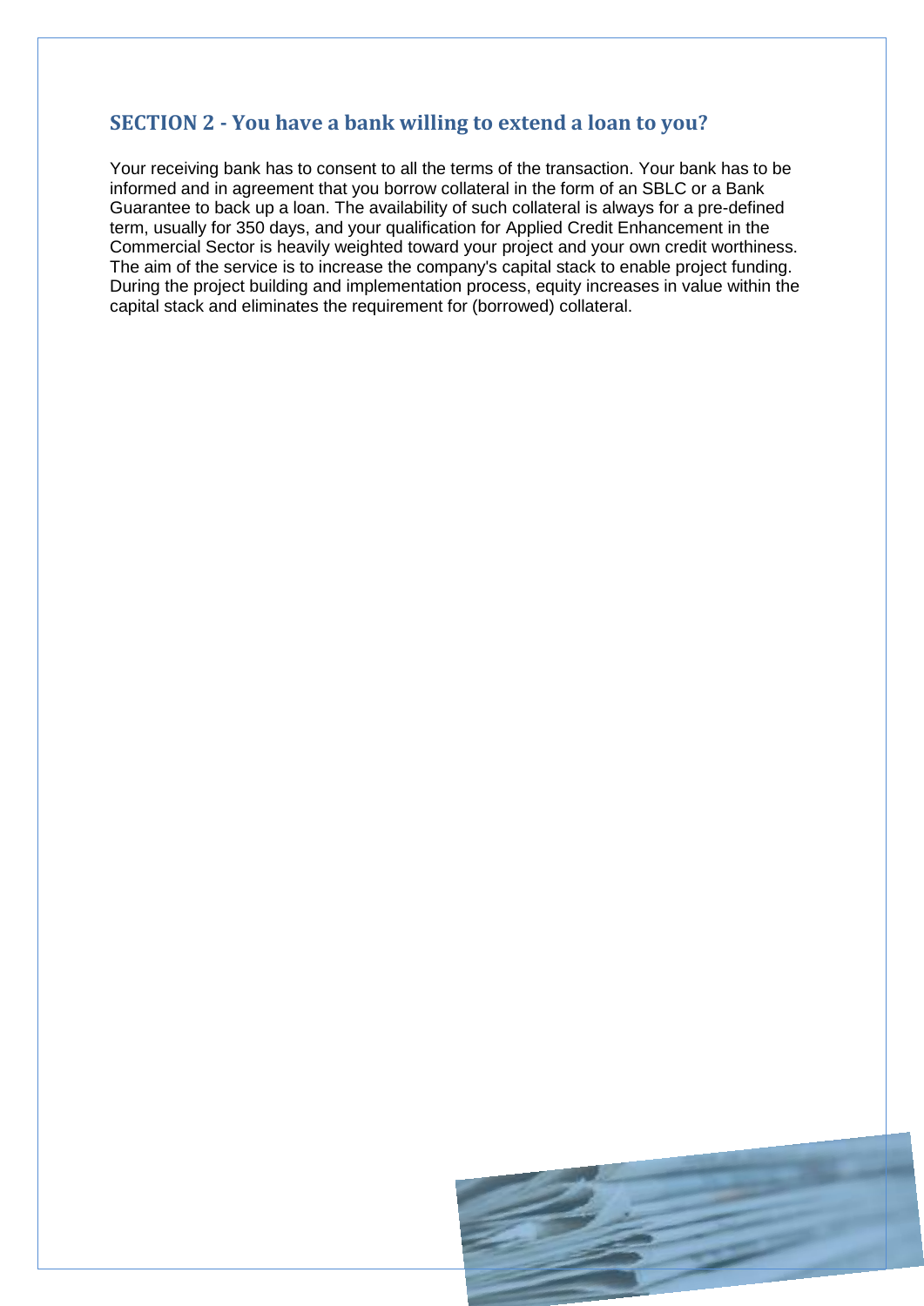## SECTION 2 - You have a bank willing to extend a loan to you?

Your receiving bank has to consent to all the terms of the transaction. Your bank has to be informed and in agreement that you borrow collateral in the form of an SBLC or a Bank Guarantee to back up a loan. The availability of such collateral is always for a pre-defined term, usually for 350 days, and your qualification for Applied Credit Enhancement in the Commercial Sector is heavily weighted toward your project and your own credit worthiness. The aim of the service is to increase the company's capital stack to enable project funding. During the project building and implementation process, equity increases in value within the capital stack and eliminates the requirement for (borrowed) collateral.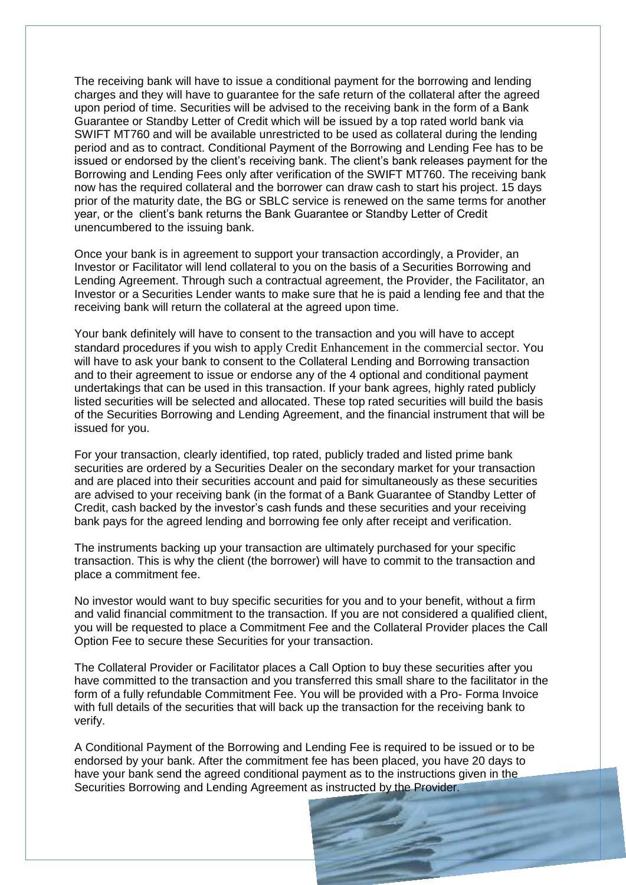The receiving bank will have to issue a conditional payment for the borrowing and lending charges and they will have to guarantee for the safe return of the collateral after the agreed upon period of time. Securities will be advised to the receiving bank in the form of a Bank Guarantee or Standby Letter of Credit which will be issued by a top rated world bank via SWIFT MT760 and will be available unrestricted to be used as collateral during the lending period and as to contract. Conditional Payment of the Borrowing and Lending Fee has to be issued or endorsed by the client's receiving bank. The client's bank releases payment for the Borrowing and Lending Fees only after verification of the SWIFT MT760. The receiving bank now has the required collateral and the borrower can draw cash to start his project. 15 days prior of the maturity date, the BG or SBLC service is renewed on the same terms for another year, or the client's bank returns the Bank Guarantee or Standby Letter of Credit unencumbered to the issuing bank.

Once your bank is in agreement to support your transaction accordingly, a Provider, an Investor or Facilitator will lend collateral to you on the basis of a Securities Borrowing and Lending Agreement. Through such a contractual agreement, the Provider, the Facilitator, an Investor or a Securities Lender wants to make sure that he is paid a lending fee and that the receiving bank will return the collateral at the agreed upon time.

Your bank definitely will have to consent to the transaction and you will have to accept standard procedures if you wish to apply Credit Enhancement in the commercial sector. You will have to ask your bank to consent to the Collateral Lending and Borrowing transaction and to their agreement to issue or endorse any of the 4 optional and conditional payment undertakings that can be used in this transaction. If your bank agrees, highly rated publicly listed securities will be selected and allocated. These top rated securities will build the basis of the Securities Borrowing and Lending Agreement, and the financial instrument that will be issued for you.

For your transaction, clearly identified, top rated, publicly traded and listed prime bank securities are ordered by a Securities Dealer on the secondary market for your transaction and are placed into their securities account and paid for simultaneously as these securities are advised to your receiving bank (in the format of a Bank Guarantee of Standby Letter of Credit, cash backed by the investor's cash funds and these securities and your receiving bank pays for the agreed lending and borrowing fee only after receipt and verification.

The instruments backing up your transaction are ultimately purchased for your specific transaction. This is why the client (the borrower) will have to commit to the transaction and place a commitment fee.

No investor would want to buy specific securities for you and to your benefit, without a firm and valid financial commitment to the transaction. If you are not considered a qualified client, you will be requested to place a Commitment Fee and the Collateral Provider places the Call Option Fee to secure these Securities for your transaction.

The Collateral Provider or Facilitator places a Call Option to buy these securities after you have committed to the transaction and you transferred this small share to the facilitator in the form of a fully refundable Commitment Fee. You will be provided with a Pro- Forma Invoice with full details of the securities that will back up the transaction for the receiving bank to verify.

A Conditional Payment of the Borrowing and Lending Fee is required to be issued or to be endorsed by your bank. After the commitment fee has been placed, you have 20 days to have your bank send the agreed conditional payment as to the instructions given in the Securities Borrowing and Lending Agreement as instructed by the Provider.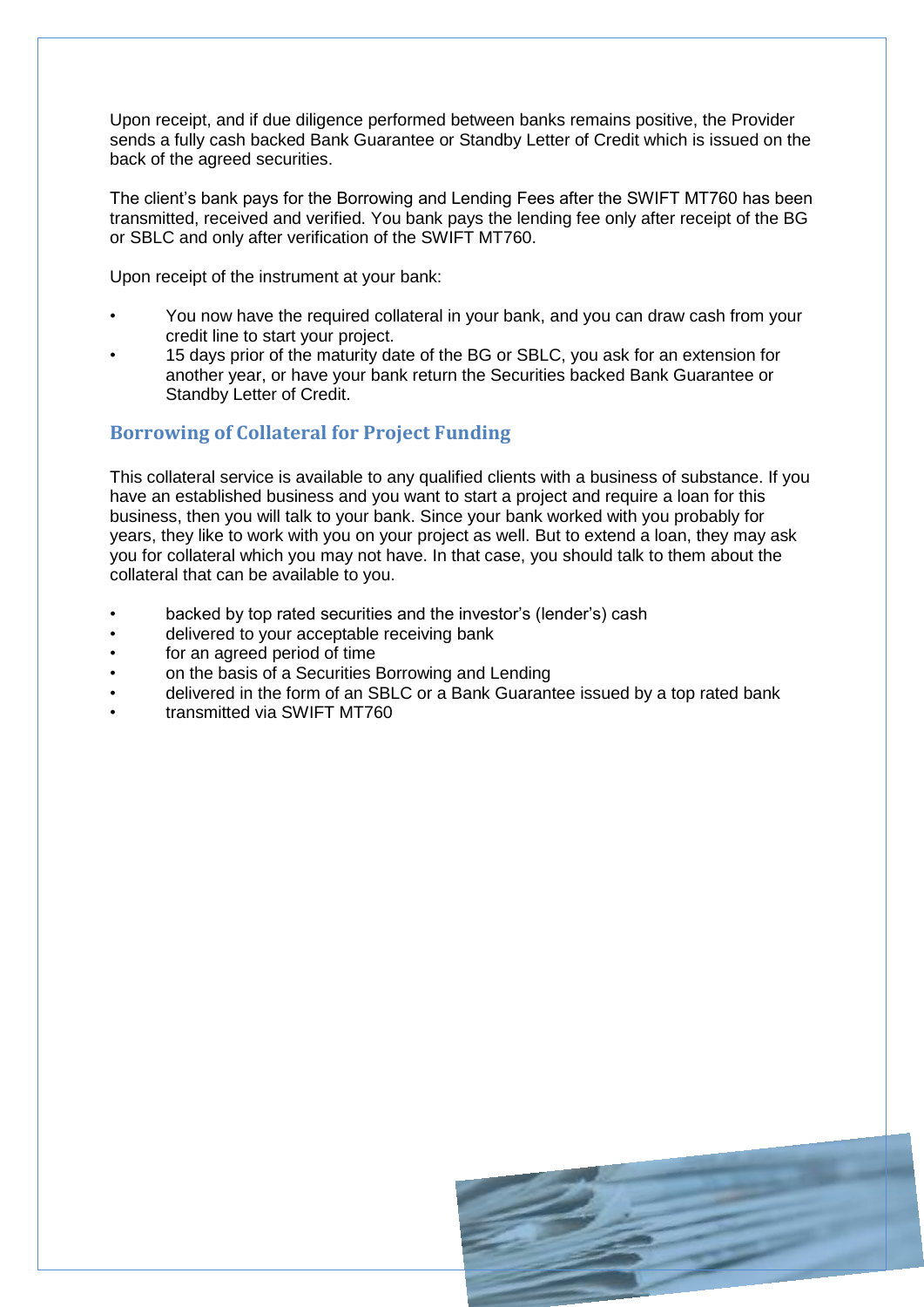Upon receipt, and if due diligence performed between banks remains positive, the Provider sends a fully cash backed Bank Guarantee or Standby Letter of Credit which is issued on the back of the agreed securities.

The client's bank pays for the Borrowing and Lending Fees after the SWIFT MT760 has been transmitted, received and verified. You bank pays the lending fee only after receipt of the BG or SBLC and only after verification of the SWIFT MT760.

Upon receipt of the instrument at your bank:

- You now have the required collateral in your bank, and you can draw cash from your credit line to start your project.
- 15 days prior of the maturity date of the BG or SBLC, you ask for an extension for another year, or have your bank return the Securities backed Bank Guarantee or Standby Letter of Credit.

## Borrowing of Collateral for Project Funding

This collateral service is available to any qualified clients with a business of substance. If you have an established business and you want to start a project and require a loan for this business, then you will talk to your bank. Since your bank worked with you probably for years, they like to work with you on your project as well. But to extend a loan, they may ask you for collateral which you may not have. In that case, you should talk to them about the collateral that can be available to you.

- backed by top rated securities and the investor's (lender's) cash
- delivered to your acceptable receiving bank
- for an agreed period of time
- on the basis of a Securities Borrowing and Lending
- delivered in the form of an SBLC or a Bank Guarantee issued by a top rated bank
- transmitted via SWIFT MT760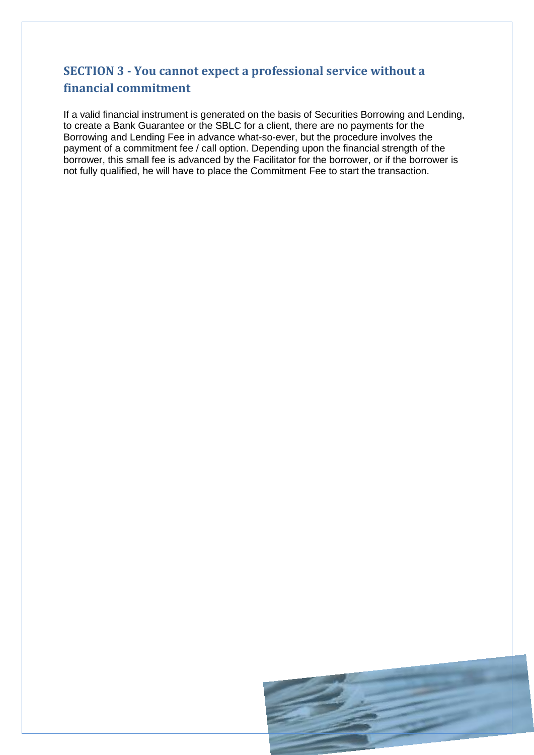## SECTION 3 - You cannot expect a professional service without a financial commitment

If a valid financial instrument is generated on the basis of Securities Borrowing and Lending, to create a Bank Guarantee or the SBLC for a client, there are no payments for the Borrowing and Lending Fee in advance what-so-ever, but the procedure involves the payment of a commitment fee / call option. Depending upon the financial strength of the borrower, this small fee is advanced by the Facilitator for the borrower, or if the borrower is not fully qualified, he will have to place the Commitment Fee to start the transaction.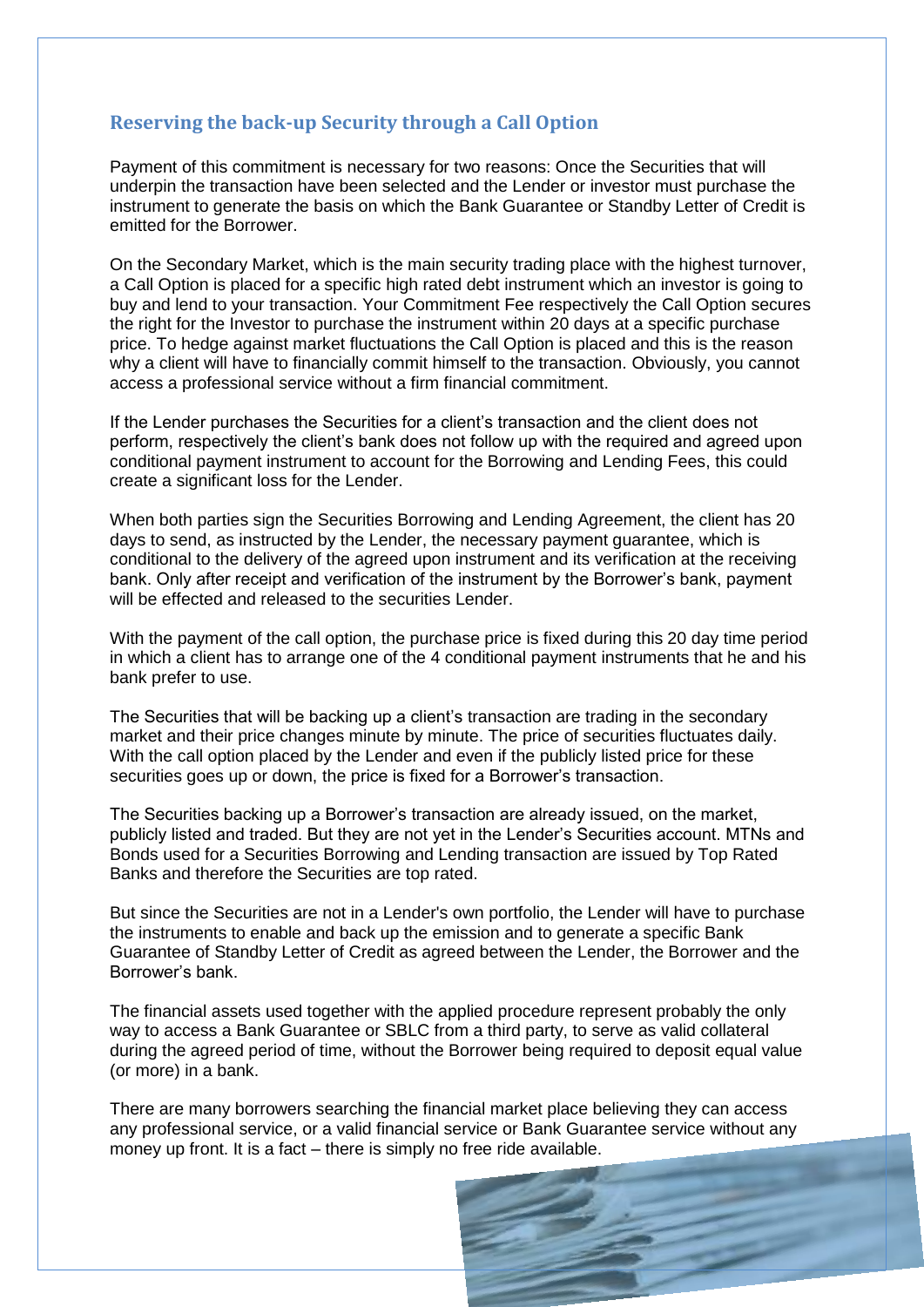## Reserving the back-up Security through a Call Option

Payment of this commitment is necessary for two reasons: Once the Securities that will underpin the transaction have been selected and the Lender or investor must purchase the instrument to generate the basis on which the Bank Guarantee or Standby Letter of Credit is emitted for the Borrower.

On the Secondary Market, which is the main security trading place with the highest turnover, a Call Option is placed for a specific high rated debt instrument which an investor is going to buy and lend to your transaction. Your Commitment Fee respectively the Call Option secures the right for the Investor to purchase the instrument within 20 days at a specific purchase price. To hedge against market fluctuations the Call Option is placed and this is the reason why a client will have to financially commit himself to the transaction. Obviously, you cannot access a professional service without a firm financial commitment.

If the Lender purchases the Securities for a client's transaction and the client does not perform, respectively the client's bank does not follow up with the required and agreed upon conditional payment instrument to account for the Borrowing and Lending Fees, this could create a significant loss for the Lender.

When both parties sign the Securities Borrowing and Lending Agreement, the client has 20 days to send, as instructed by the Lender, the necessary payment guarantee, which is conditional to the delivery of the agreed upon instrument and its verification at the receiving bank. Only after receipt and verification of the instrument by the Borrower's bank, payment will be effected and released to the securities Lender.

With the payment of the call option, the purchase price is fixed during this 20 day time period in which a client has to arrange one of the 4 conditional payment instruments that he and his bank prefer to use.

The Securities that will be backing up a client's transaction are trading in the secondary market and their price changes minute by minute. The price of securities fluctuates daily. With the call option placed by the Lender and even if the publicly listed price for these securities goes up or down, the price is fixed for a Borrower's transaction.

The Securities backing up a Borrower's transaction are already issued, on the market, publicly listed and traded. But they are not yet in the Lender's Securities account. MTNs and Bonds used for a Securities Borrowing and Lending transaction are issued by Top Rated Banks and therefore the Securities are top rated.

But since the Securities are not in a Lender's own portfolio, the Lender will have to purchase the instruments to enable and back up the emission and to generate a specific Bank Guarantee of Standby Letter of Credit as agreed between the Lender, the Borrower and the Borrower's bank.

The financial assets used together with the applied procedure represent probably the only way to access a Bank Guarantee or SBLC from a third party, to serve as valid collateral during the agreed period of time, without the Borrower being required to deposit equal value (or more) in a bank.

There are many borrowers searching the financial market place believing they can access any professional service, or a valid financial service or Bank Guarantee service without any money up front. It is a fact – there is simply no free ride available.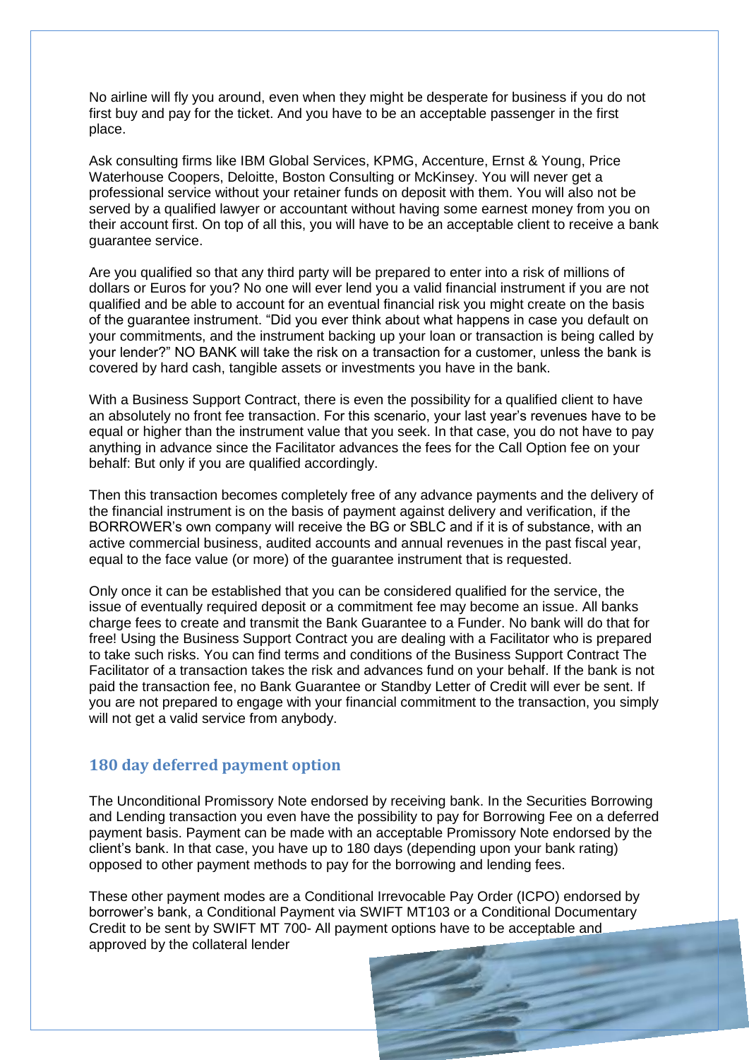No airline will fly you around, even when they might be desperate for business if you do not first buy and pay for the ticket. And you have to be an acceptable passenger in the first place.

Ask consulting firms like IBM Global Services, KPMG, Accenture, Ernst & Young, Price Waterhouse Coopers, Deloitte, Boston Consulting or McKinsey. You will never get a professional service without your retainer funds on deposit with them. You will also not be served by a qualified lawyer or accountant without having some earnest money from you on their account first. On top of all this, you will have to be an acceptable client to receive a bank guarantee service.

Are you qualified so that any third party will be prepared to enter into a risk of millions of dollars or Euros for you? No one will ever lend you a valid financial instrument if you are not qualified and be able to account for an eventual financial risk you might create on the basis of the guarantee instrument. "Did you ever think about what happens in case you default on your commitments, and the instrument backing up your loan or transaction is being called by your lender?" NO BANK will take the risk on a transaction for a customer, unless the bank is covered by hard cash, tangible assets or investments you have in the bank.

With a Business Support Contract, there is even the possibility for a qualified client to have an absolutely no front fee transaction. For this scenario, your last year's revenues have to be equal or higher than the instrument value that you seek. In that case, you do not have to pay anything in advance since the Facilitator advances the fees for the Call Option fee on your behalf: But only if you are qualified accordingly.

Then this transaction becomes completely free of any advance payments and the delivery of the financial instrument is on the basis of payment against delivery and verification, if the BORROWER's own company will receive the BG or SBLC and if it is of substance, with an active commercial business, audited accounts and annual revenues in the past fiscal year, equal to the face value (or more) of the guarantee instrument that is requested.

Only once it can be established that you can be considered qualified for the service, the issue of eventually required deposit or a commitment fee may become an issue. All banks charge fees to create and transmit the Bank Guarantee to a Funder. No bank will do that for free! Using the Business Support Contract you are dealing with a Facilitator who is prepared to take such risks. You can find terms and conditions of the Business Support Contract The Facilitator of a transaction takes the risk and advances fund on your behalf. If the bank is not paid the transaction fee, no Bank Guarantee or Standby Letter of Credit will ever be sent. If you are not prepared to engage with your financial commitment to the transaction, you simply will not get a valid service from anybody.

## 180 day deferred payment option

The Unconditional Promissory Note endorsed by receiving bank. In the Securities Borrowing and Lending transaction you even have the possibility to pay for Borrowing Fee on a deferred payment basis. Payment can be made with an acceptable Promissory Note endorsed by the client's bank. In that case, you have up to 180 days (depending upon your bank rating) opposed to other payment methods to pay for the borrowing and lending fees.

These other payment modes are a Conditional Irrevocable Pay Order (ICPO) endorsed by borrower's bank, a Conditional Payment via SWIFT MT103 or a Conditional Documentary Credit to be sent by SWIFT MT 700- All payment options have to be acceptable and approved by the collateral lender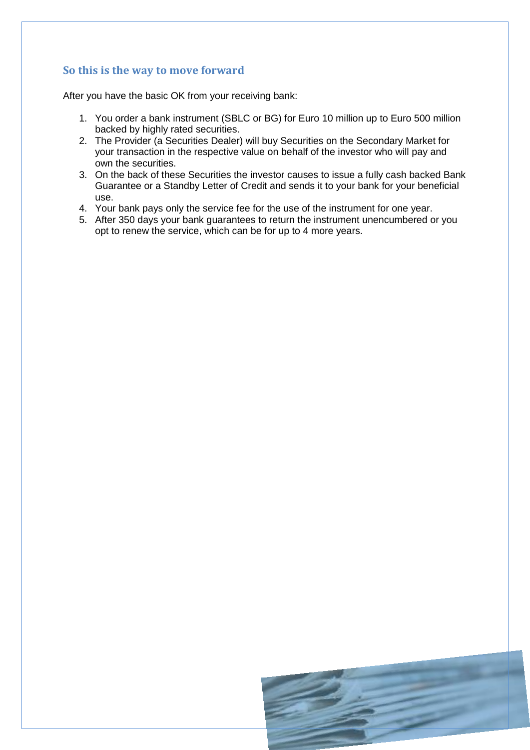## So this is the way to move forward

After you have the basic OK from your receiving bank:

1. You order a bank instrument (SBLC or BG) for Euro 10 million up to Euro 500 million backed by highly rated securities.
2. The Provider (a Securities Dealer) will buy Securities on the Secondary Market for your transaction in the respective value on behalf of the investor who will pay and own the securities.
3. On the back of these Securities the investor causes to issue a fully cash backed Bank Guarantee or a Standby Letter of Credit and sends it to your bank for your beneficial use.
4. Your bank pays only the service fee for the use of the instrument for one year.
5. After 350 days your bank guarantees to return the instrument unencumbered or you opt to renew the service, which can be for up to 4 more years.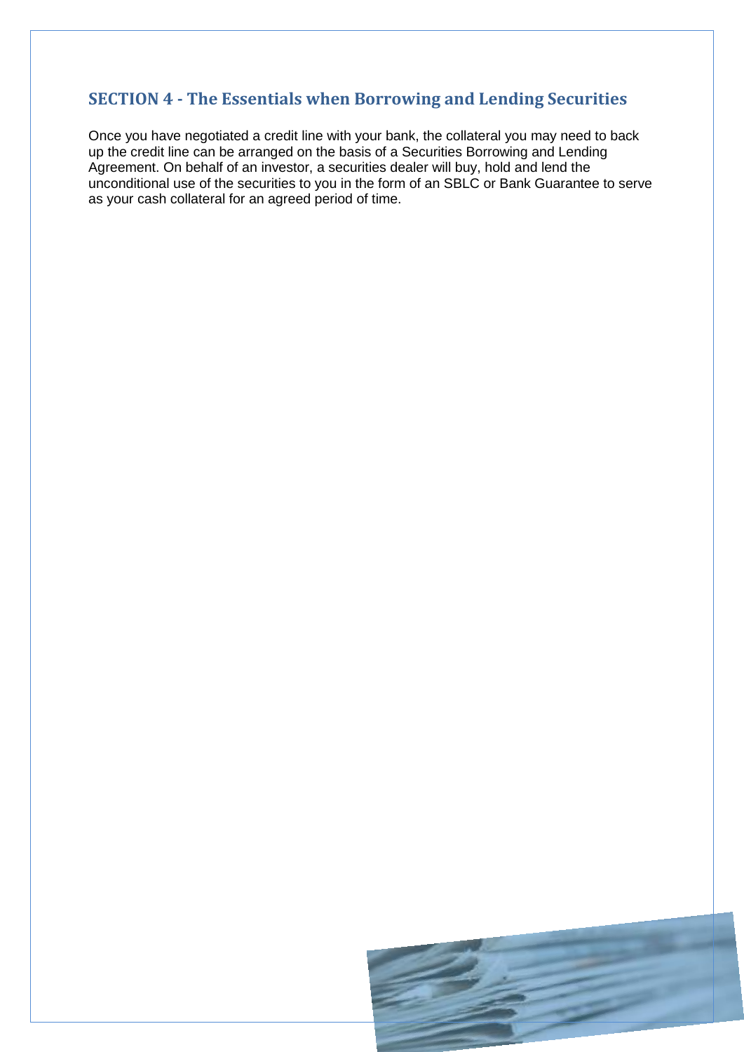## SECTION 4 - The Essentials when Borrowing and Lending Securities

Once you have negotiated a credit line with your bank, the collateral you may need to back up the credit line can be arranged on the basis of a Securities Borrowing and Lending Agreement. On behalf of an investor, a securities dealer will buy, hold and lend the unconditional use of the securities to you in the form of an SBLC or Bank Guarantee to serve as your cash collateral for an agreed period of time.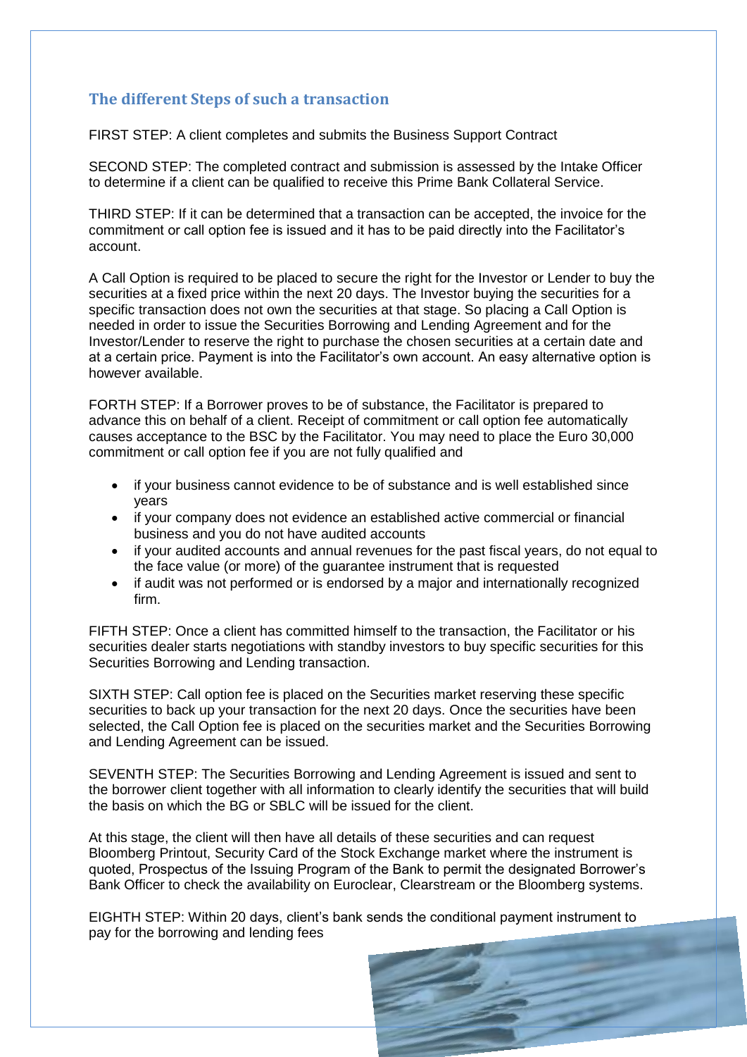## The different Steps of such a transaction

FIRST STEP: A client completes and submits the Business Support Contract

SECOND STEP: The completed contract and submission is assessed by the Intake Officer to determine if a client can be qualified to receive this Prime Bank Collateral Service.

THIRD STEP: If it can be determined that a transaction can be accepted, the invoice for the commitment or call option fee is issued and it has to be paid directly into the Facilitator's account.

A Call Option is required to be placed to secure the right for the Investor or Lender to buy the securities at a fixed price within the next 20 days. The Investor buying the securities for a specific transaction does not own the securities at that stage. So placing a Call Option is needed in order to issue the Securities Borrowing and Lending Agreement and for the Investor/Lender to reserve the right to purchase the chosen securities at a certain date and at a certain price. Payment is into the Facilitator's own account. An easy alternative option is however available.

FORTH STEP: If a Borrower proves to be of substance, the Facilitator is prepared to advance this on behalf of a client. Receipt of commitment or call option fee automatically causes acceptance to the BSC by the Facilitator. You may need to place the Euro 30,000 commitment or call option fee if you are not fully qualified and

- if your business cannot evidence to be of substance and is well established since years
- if your company does not evidence an established active commercial or financial business and you do not have audited accounts
- if your audited accounts and annual revenues for the past fiscal years, do not equal to the face value (or more) of the guarantee instrument that is requested
- if audit was not performed or is endorsed by a major and internationally recognized firm.

FIFTH STEP: Once a client has committed himself to the transaction, the Facilitator or his securities dealer starts negotiations with standby investors to buy specific securities for this Securities Borrowing and Lending transaction.

SIXTH STEP: Call option fee is placed on the Securities market reserving these specific securities to back up your transaction for the next 20 days. Once the securities have been selected, the Call Option fee is placed on the securities market and the Securities Borrowing and Lending Agreement can be issued.

SEVENTH STEP: The Securities Borrowing and Lending Agreement is issued and sent to the borrower client together with all information to clearly identify the securities that will build the basis on which the BG or SBLC will be issued for the client.

At this stage, the client will then have all details of these securities and can request Bloomberg Printout, Security Card of the Stock Exchange market where the instrument is quoted, Prospectus of the Issuing Program of the Bank to permit the designated Borrower's Bank Officer to check the availability on Euroclear, Clearstream or the Bloomberg systems.

EIGHTH STEP: Within 20 days, client's bank sends the conditional payment instrument to pay for the borrowing and lending fees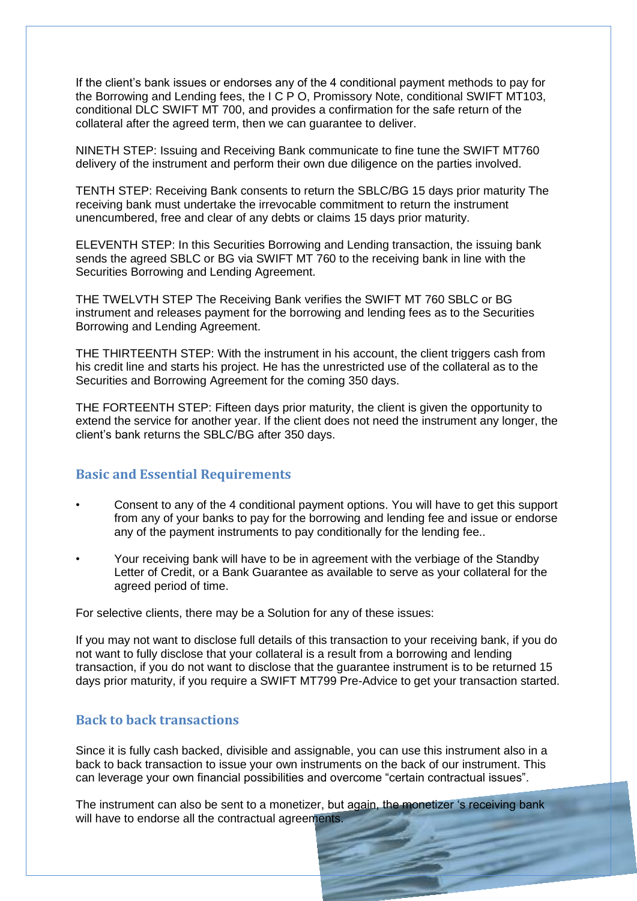If the client's bank issues or endorses any of the 4 conditional payment methods to pay for the Borrowing and Lending fees, the I C P O, Promissory Note, conditional SWIFT MT103, conditional DLC SWIFT MT 700, and provides a confirmation for the safe return of the collateral after the agreed term, then we can guarantee to deliver.

NINETH STEP: Issuing and Receiving Bank communicate to fine tune the SWIFT MT760 delivery of the instrument and perform their own due diligence on the parties involved.

TENTH STEP: Receiving Bank consents to return the SBLC/BG 15 days prior maturity The receiving bank must undertake the irrevocable commitment to return the instrument unencumbered, free and clear of any debts or claims 15 days prior maturity.

ELEVENTH STEP: In this Securities Borrowing and Lending transaction, the issuing bank sends the agreed SBLC or BG via SWIFT MT 760 to the receiving bank in line with the Securities Borrowing and Lending Agreement.

THE TWELVTH STEP The Receiving Bank verifies the SWIFT MT 760 SBLC or BG instrument and releases payment for the borrowing and lending fees as to the Securities Borrowing and Lending Agreement.

THE THIRTEENTH STEP: With the instrument in his account, the client triggers cash from his credit line and starts his project. He has the unrestricted use of the collateral as to the Securities and Borrowing Agreement for the coming 350 days.

THE FORTEENTH STEP: Fifteen days prior maturity, the client is given the opportunity to extend the service for another year. If the client does not need the instrument any longer, the client's bank returns the SBLC/BG after 350 days.

## Basic and Essential Requirements

- Consent to any of the 4 conditional payment options. You will have to get this support from any of your banks to pay for the borrowing and lending fee and issue or endorse any of the payment instruments to pay conditionally for the lending fee..
- Your receiving bank will have to be in agreement with the verbiage of the Standby Letter of Credit, or a Bank Guarantee as available to serve as your collateral for the agreed period of time.

For selective clients, there may be a Solution for any of these issues:

If you may not want to disclose full details of this transaction to your receiving bank, if you do not want to fully disclose that your collateral is a result from a borrowing and lending transaction, if you do not want to disclose that the guarantee instrument is to be returned 15 days prior maturity, if you require a SWIFT MT799 Pre-Advice to get your transaction started.

## Back to back transactions

Since it is fully cash backed, divisible and assignable, you can use this instrument also in a back to back transaction to issue your own instruments on the back of our instrument. This can leverage your own financial possibilities and overcome "certain contractual issues".

The instrument can also be sent to a monetizer, but again, the monetizer 's receiving bank will have to endorse all the contractual agreements.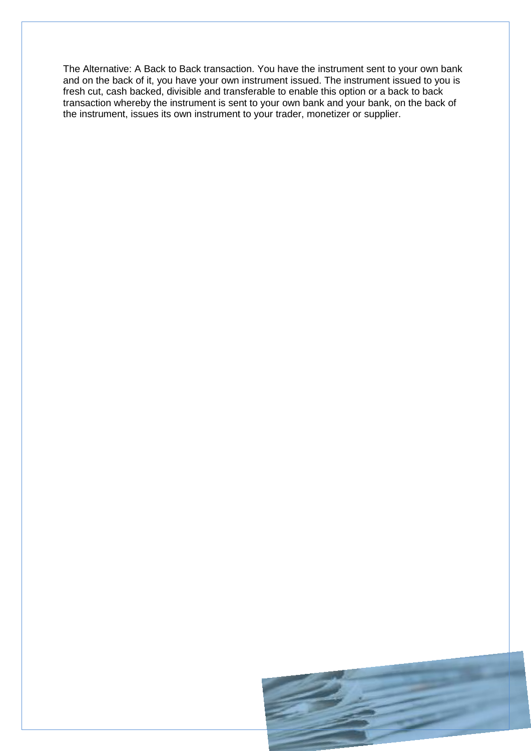The Alternative: A Back to Back transaction. You have the instrument sent to your own bank and on the back of it, you have your own instrument issued. The instrument issued to you is fresh cut, cash backed, divisible and transferable to enable this option or a back to back transaction whereby the instrument is sent to your own bank and your bank, on the back of the instrument, issues its own instrument to your trader, monetizer or supplier.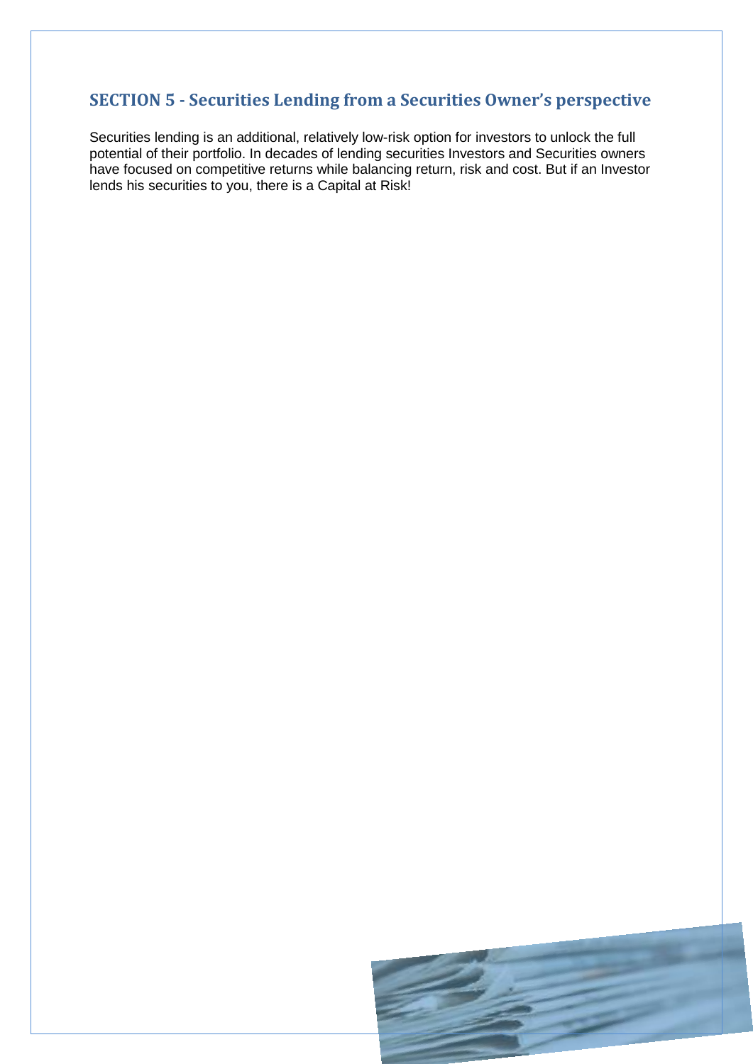## SECTION 5 - Securities Lending from a Securities Owner's perspective

Securities lending is an additional, relatively low-risk option for investors to unlock the full potential of their portfolio. In decades of lending securities Investors and Securities owners have focused on competitive returns while balancing return, risk and cost. But if an Investor lends his securities to you, there is a Capital at Risk!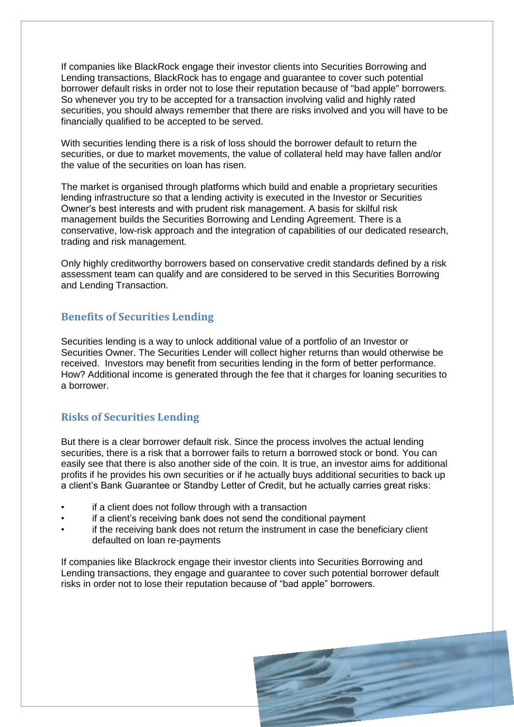If companies like BlackRock engage their investor clients into Securities Borrowing and Lending transactions, BlackRock has to engage and guarantee to cover such potential borrower default risks in order not to lose their reputation because of "bad apple" borrowers. So whenever you try to be accepted for a transaction involving valid and highly rated securities, you should always remember that there are risks involved and you will have to be financially qualified to be accepted to be served.

With securities lending there is a risk of loss should the borrower default to return the securities, or due to market movements, the value of collateral held may have fallen and/or the value of the securities on loan has risen.

The market is organised through platforms which build and enable a proprietary securities lending infrastructure so that a lending activity is executed in the Investor or Securities Owner's best interests and with prudent risk management. A basis for skilful risk management builds the Securities Borrowing and Lending Agreement. There is a conservative, low-risk approach and the integration of capabilities of our dedicated research, trading and risk management.

Only highly creditworthy borrowers based on conservative credit standards defined by a risk assessment team can qualify and are considered to be served in this Securities Borrowing and Lending Transaction.

## Benefits of Securities Lending

Securities lending is a way to unlock additional value of a portfolio of an Investor or Securities Owner. The Securities Lender will collect higher returns than would otherwise be received. Investors may benefit from securities lending in the form of better performance. How? Additional income is generated through the fee that it charges for loaning securities to a borrower.

## Risks of Securities Lending

But there is a clear borrower default risk. Since the process involves the actual lending securities, there is a risk that a borrower fails to return a borrowed stock or bond. You can easily see that there is also another side of the coin. It is true, an investor aims for additional profits if he provides his own securities or if he actually buys additional securities to back up a client's Bank Guarantee or Standby Letter of Credit, but he actually carries great risks:

- if a client does not follow through with a transaction
- if a client's receiving bank does not send the conditional payment
- if the receiving bank does not return the instrument in case the beneficiary client defaulted on loan re-payments

If companies like Blackrock engage their investor clients into Securities Borrowing and Lending transactions, they engage and guarantee to cover such potential borrower default risks in order not to lose their reputation because of "bad apple" borrowers.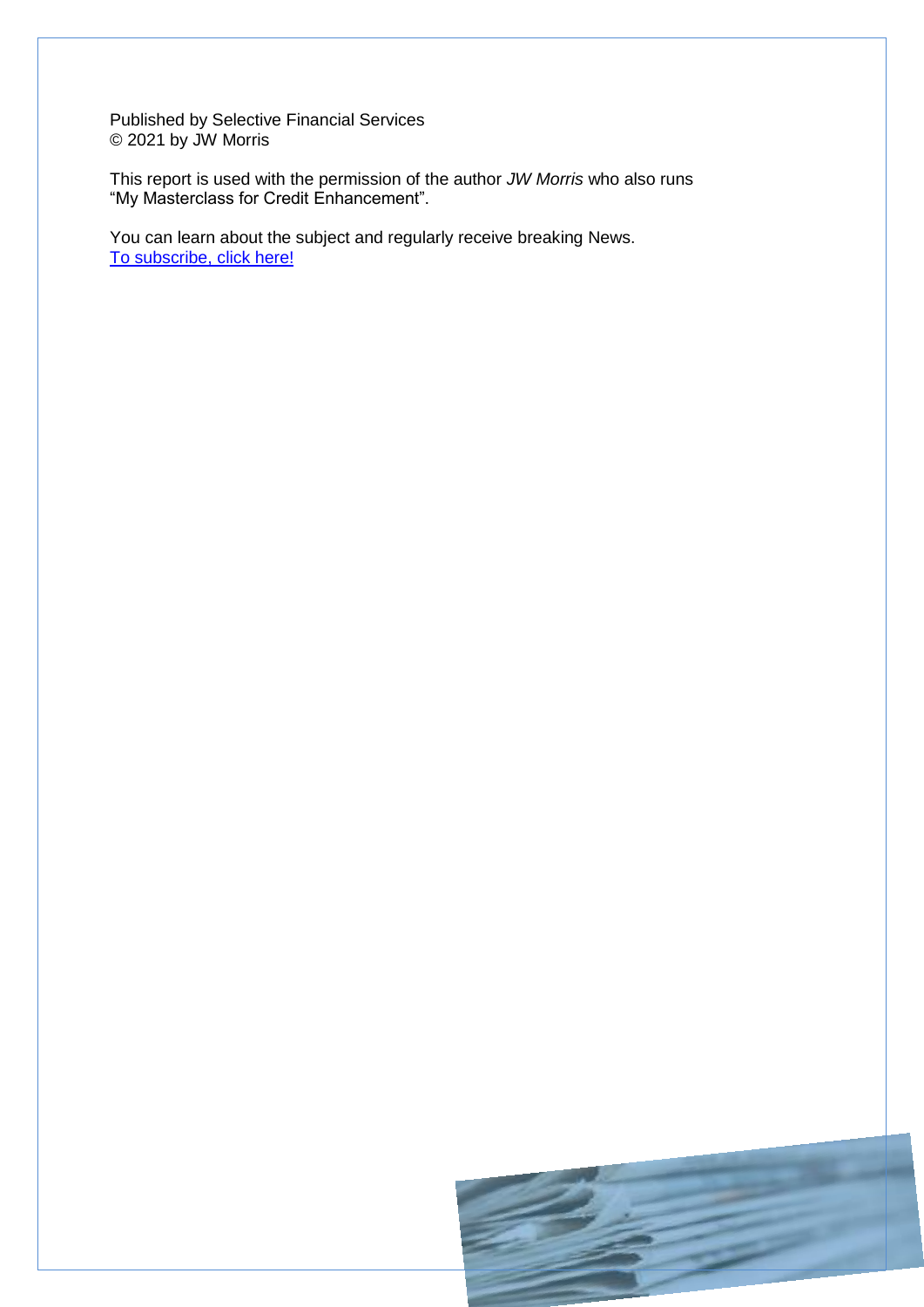Published by Selective Financial Services
© 2021 by JW Morris

This report is used with the permission of the author *JW Morris* who also runs "My Masterclass for Credit Enhancement".

You can learn about the subject and regularly receive breaking News.
[To subscribe, click here!]